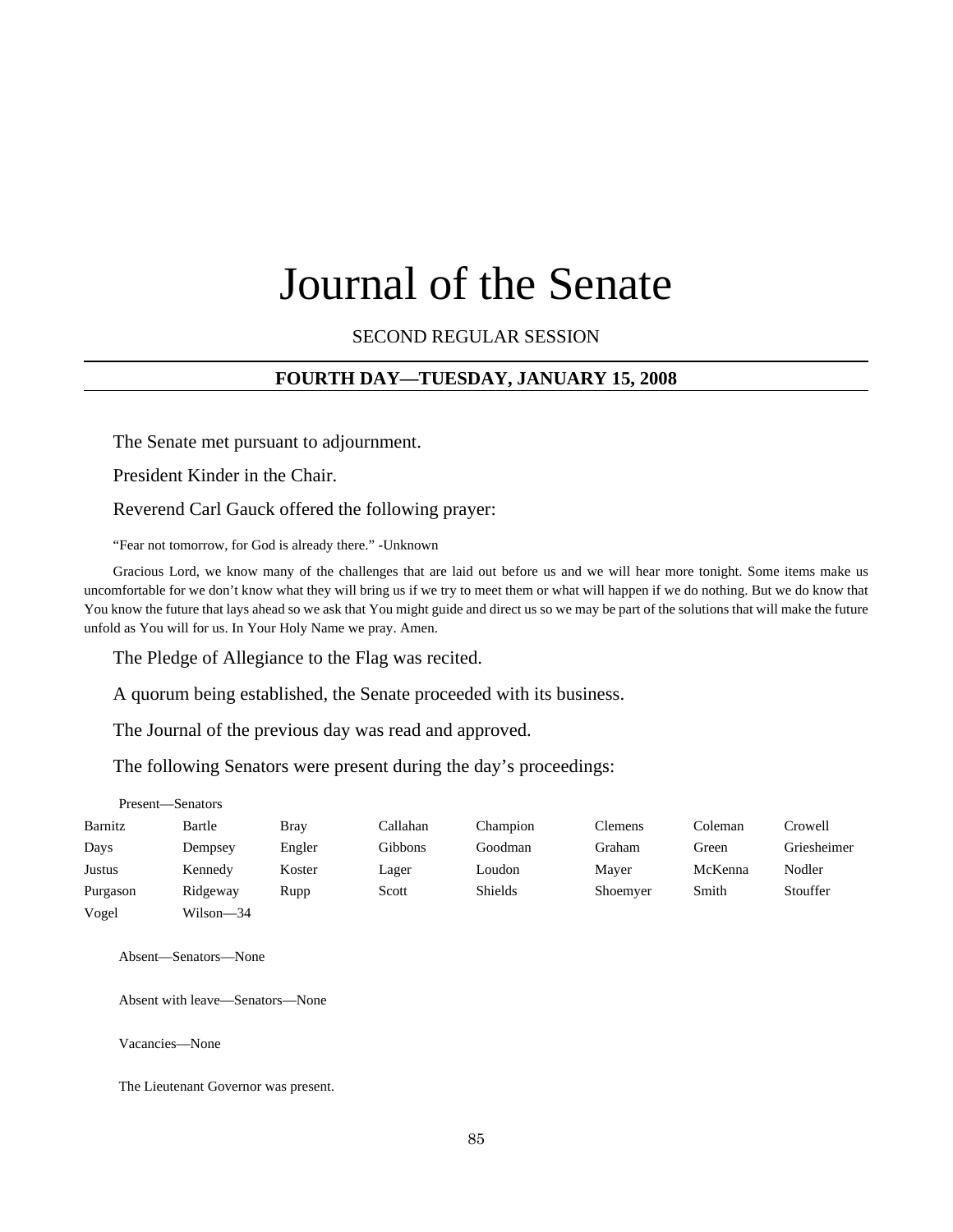# Journal of the Senate

SECOND REGULAR SESSION

## FOURTH DAY—TUESDAY, JANUARY 15, 2008

The Senate met pursuant to adjournment.

President Kinder in the Chair.

Reverend Carl Gauck offered the following prayer:

"Fear not tomorrow, for God is already there." -Unknown

Gracious Lord, we know many of the challenges that are laid out before us and we will hear more tonight. Some items make us uncomfortable for we don't know what they will bring us if we try to meet them or what will happen if we do nothing. But we do know that You know the future that lays ahead so we ask that You might guide and direct us so we may be part of the solutions that will make the future unfold as You will for us. In Your Holy Name we pray. Amen.

The Pledge of Allegiance to the Flag was recited.

A quorum being established, the Senate proceeded with its business.

The Journal of the previous day was read and approved.

The following Senators were present during the day's proceedings:

Present—Senators

| | | | | | | | |
|---|---|---|---|---|---|---|---|
| Barnitz | Bartle | Bray | Callahan | Champion | Clemens | Coleman | Crowell |
| Days | Dempsey | Engler | Gibbons | Goodman | Graham | Green | Griesheimer |
| Justus | Kennedy | Koster | Lager | Loudon | Mayer | McKenna | Nodler |
| Purgason | Ridgeway | Rupp | Scott | Shields | Shoemyer | Smith | Stouffer |
| Vogel | Wilson—34 | | | | | | |

Absent—Senators—None

Absent with leave—Senators—None

Vacancies—None

The Lieutenant Governor was present.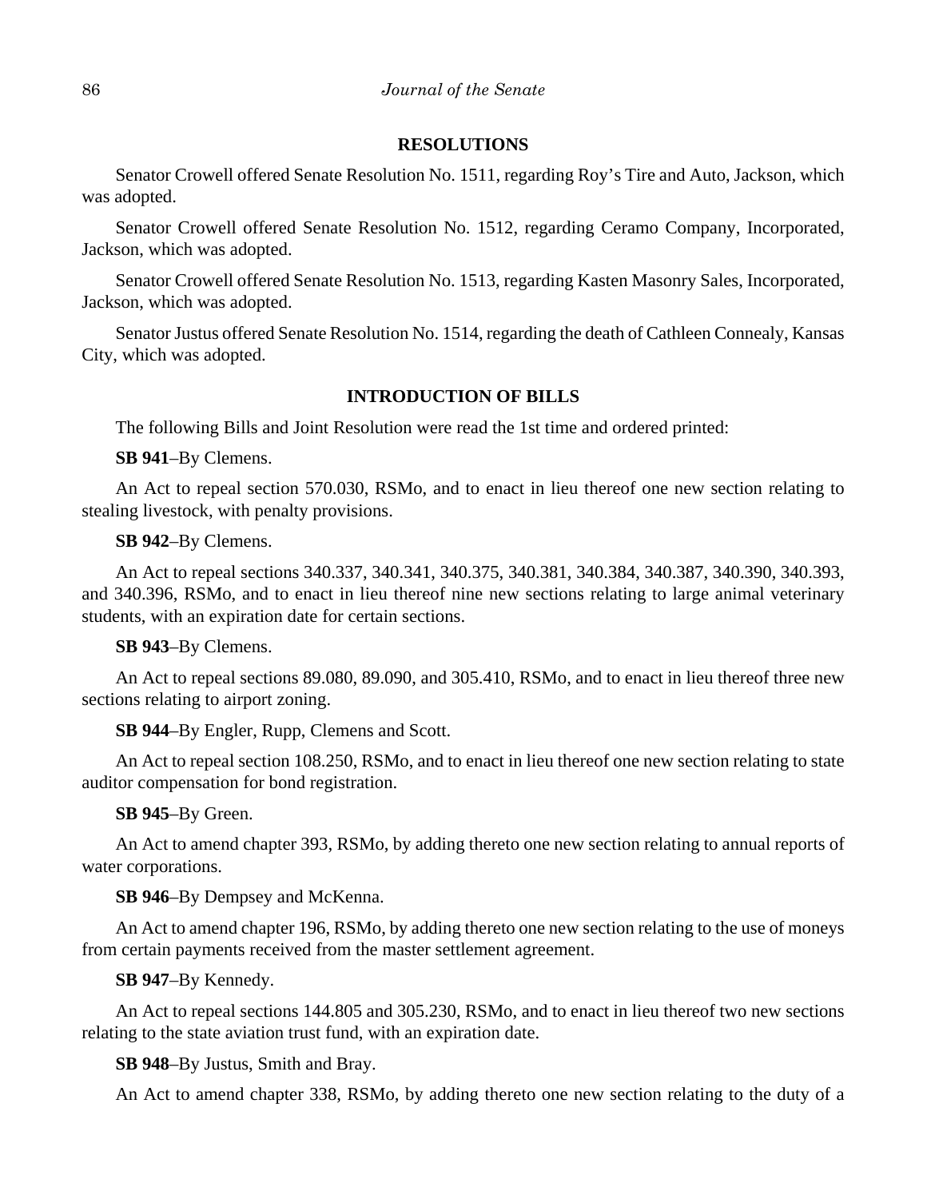## RESOLUTIONS

Senator Crowell offered Senate Resolution No. 1511, regarding Roy's Tire and Auto, Jackson, which was adopted.

Senator Crowell offered Senate Resolution No. 1512, regarding Ceramo Company, Incorporated, Jackson, which was adopted.

Senator Crowell offered Senate Resolution No. 1513, regarding Kasten Masonry Sales, Incorporated, Jackson, which was adopted.

Senator Justus offered Senate Resolution No. 1514, regarding the death of Cathleen Connealy, Kansas City, which was adopted.

## INTRODUCTION OF BILLS

The following Bills and Joint Resolution were read the 1st time and ordered printed:

**SB 941**–By Clemens.

An Act to repeal section 570.030, RSMo, and to enact in lieu thereof one new section relating to stealing livestock, with penalty provisions.

**SB 942**–By Clemens.

An Act to repeal sections 340.337, 340.341, 340.375, 340.381, 340.384, 340.387, 340.390, 340.393, and 340.396, RSMo, and to enact in lieu thereof nine new sections relating to large animal veterinary students, with an expiration date for certain sections.

**SB 943**–By Clemens.

An Act to repeal sections 89.080, 89.090, and 305.410, RSMo, and to enact in lieu thereof three new sections relating to airport zoning.

**SB 944**–By Engler, Rupp, Clemens and Scott.

An Act to repeal section 108.250, RSMo, and to enact in lieu thereof one new section relating to state auditor compensation for bond registration.

**SB 945**–By Green.

An Act to amend chapter 393, RSMo, by adding thereto one new section relating to annual reports of water corporations.

**SB 946**–By Dempsey and McKenna.

An Act to amend chapter 196, RSMo, by adding thereto one new section relating to the use of moneys from certain payments received from the master settlement agreement.

**SB 947**–By Kennedy.

An Act to repeal sections 144.805 and 305.230, RSMo, and to enact in lieu thereof two new sections relating to the state aviation trust fund, with an expiration date.

**SB 948**–By Justus, Smith and Bray.

An Act to amend chapter 338, RSMo, by adding thereto one new section relating to the duty of a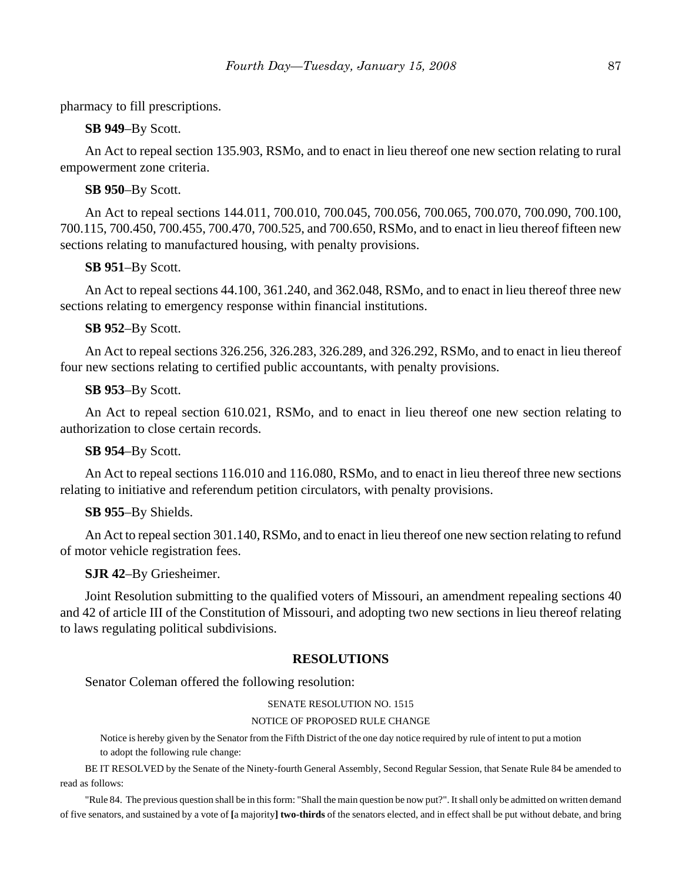pharmacy to fill prescriptions.

**SB 949**–By Scott.

An Act to repeal section 135.903, RSMo, and to enact in lieu thereof one new section relating to rural empowerment zone criteria.

**SB 950**–By Scott.

An Act to repeal sections 144.011, 700.010, 700.045, 700.056, 700.065, 700.070, 700.090, 700.100, 700.115, 700.450, 700.455, 700.470, 700.525, and 700.650, RSMo, and to enact in lieu thereof fifteen new sections relating to manufactured housing, with penalty provisions.

**SB 951**–By Scott.

An Act to repeal sections 44.100, 361.240, and 362.048, RSMo, and to enact in lieu thereof three new sections relating to emergency response within financial institutions.

**SB 952**–By Scott.

An Act to repeal sections 326.256, 326.283, 326.289, and 326.292, RSMo, and to enact in lieu thereof four new sections relating to certified public accountants, with penalty provisions.

**SB 953**–By Scott.

An Act to repeal section 610.021, RSMo, and to enact in lieu thereof one new section relating to authorization to close certain records.

**SB 954**–By Scott.

An Act to repeal sections 116.010 and 116.080, RSMo, and to enact in lieu thereof three new sections relating to initiative and referendum petition circulators, with penalty provisions.

**SB 955**–By Shields.

An Act to repeal section 301.140, RSMo, and to enact in lieu thereof one new section relating to refund of motor vehicle registration fees.

**SJR 42**–By Griesheimer.

Joint Resolution submitting to the qualified voters of Missouri, an amendment repealing sections 40 and 42 of article III of the Constitution of Missouri, and adopting two new sections in lieu thereof relating to laws regulating political subdivisions.

## RESOLUTIONS

Senator Coleman offered the following resolution:

SENATE RESOLUTION NO. 1515

NOTICE OF PROPOSED RULE CHANGE

Notice is hereby given by the Senator from the Fifth District of the one day notice required by rule of intent to put a motion to adopt the following rule change:

BE IT RESOLVED by the Senate of the Ninety-fourth General Assembly, Second Regular Session, that Senate Rule 84 be amended to read as follows:

"Rule 84. The previous question shall be in this form: "Shall the main question be now put?". It shall only be admitted on written demand of five senators, and sustained by a vote of **[**a majority**]** **two-thirds** of the senators elected, and in effect shall be put without debate, and bring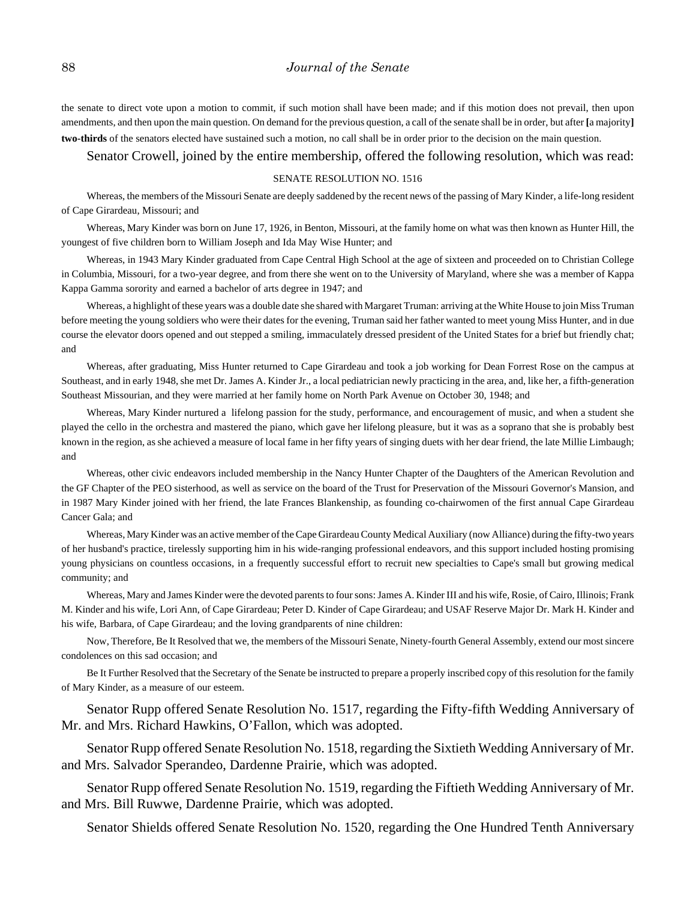the senate to direct vote upon a motion to commit, if such motion shall have been made; and if this motion does not prevail, then upon amendments, and then upon the main question. On demand for the previous question, a call of the senate shall be in order, but after [a majority] **two-thirds** of the senators elected have sustained such a motion, no call shall be in order prior to the decision on the main question.

Senator Crowell, joined by the entire membership, offered the following resolution, which was read:

SENATE RESOLUTION NO. 1516

Whereas, the members of the Missouri Senate are deeply saddened by the recent news of the passing of Mary Kinder, a life-long resident of Cape Girardeau, Missouri; and

Whereas, Mary Kinder was born on June 17, 1926, in Benton, Missouri, at the family home on what was then known as Hunter Hill, the youngest of five children born to William Joseph and Ida May Wise Hunter; and

Whereas, in 1943 Mary Kinder graduated from Cape Central High School at the age of sixteen and proceeded on to Christian College in Columbia, Missouri, for a two-year degree, and from there she went on to the University of Maryland, where she was a member of Kappa Kappa Gamma sorority and earned a bachelor of arts degree in 1947; and

Whereas, a highlight of these years was a double date she shared with Margaret Truman: arriving at the White House to join Miss Truman before meeting the young soldiers who were their dates for the evening, Truman said her father wanted to meet young Miss Hunter, and in due course the elevator doors opened and out stepped a smiling, immaculately dressed president of the United States for a brief but friendly chat; and

Whereas, after graduating, Miss Hunter returned to Cape Girardeau and took a job working for Dean Forrest Rose on the campus at Southeast, and in early 1948, she met Dr. James A. Kinder Jr., a local pediatrician newly practicing in the area, and, like her, a fifth-generation Southeast Missourian, and they were married at her family home on North Park Avenue on October 30, 1948; and

Whereas, Mary Kinder nurtured a lifelong passion for the study, performance, and encouragement of music, and when a student she played the cello in the orchestra and mastered the piano, which gave her lifelong pleasure, but it was as a soprano that she is probably best known in the region, as she achieved a measure of local fame in her fifty years of singing duets with her dear friend, the late Millie Limbaugh; and

Whereas, other civic endeavors included membership in the Nancy Hunter Chapter of the Daughters of the American Revolution and the GF Chapter of the PEO sisterhood, as well as service on the board of the Trust for Preservation of the Missouri Governor's Mansion, and in 1987 Mary Kinder joined with her friend, the late Frances Blankenship, as founding co-chairwomen of the first annual Cape Girardeau Cancer Gala; and

Whereas, Mary Kinder was an active member of the Cape Girardeau County Medical Auxiliary (now Alliance) during the fifty-two years of her husband's practice, tirelessly supporting him in his wide-ranging professional endeavors, and this support included hosting promising young physicians on countless occasions, in a frequently successful effort to recruit new specialties to Cape's small but growing medical community; and

Whereas, Mary and James Kinder were the devoted parents to four sons: James A. Kinder III and his wife, Rosie, of Cairo, Illinois; Frank M. Kinder and his wife, Lori Ann, of Cape Girardeau; Peter D. Kinder of Cape Girardeau; and USAF Reserve Major Dr. Mark H. Kinder and his wife, Barbara, of Cape Girardeau; and the loving grandparents of nine children:

Now, Therefore, Be It Resolved that we, the members of the Missouri Senate, Ninety-fourth General Assembly, extend our most sincere condolences on this sad occasion; and

Be It Further Resolved that the Secretary of the Senate be instructed to prepare a properly inscribed copy of this resolution for the family of Mary Kinder, as a measure of our esteem.

Senator Rupp offered Senate Resolution No. 1517, regarding the Fifty-fifth Wedding Anniversary of Mr. and Mrs. Richard Hawkins, O'Fallon, which was adopted.

Senator Rupp offered Senate Resolution No. 1518, regarding the Sixtieth Wedding Anniversary of Mr. and Mrs. Salvador Sperandeo, Dardenne Prairie, which was adopted.

Senator Rupp offered Senate Resolution No. 1519, regarding the Fiftieth Wedding Anniversary of Mr. and Mrs. Bill Ruwwe, Dardenne Prairie, which was adopted.

Senator Shields offered Senate Resolution No. 1520, regarding the One Hundred Tenth Anniversary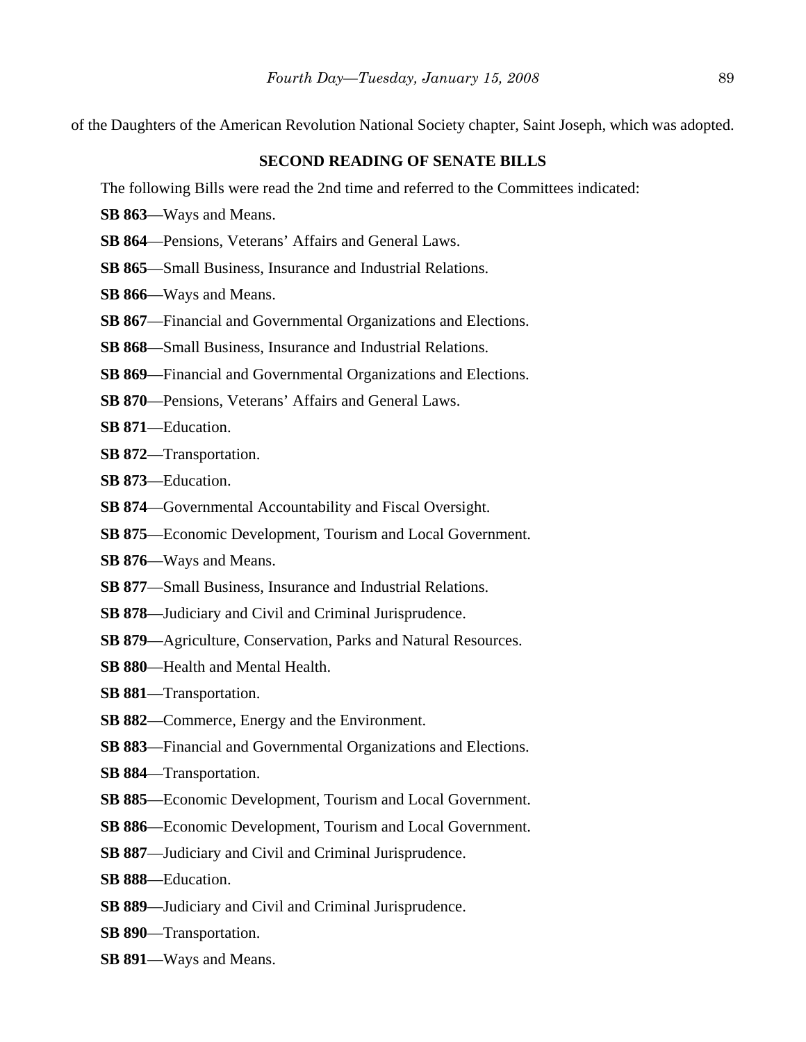of the Daughters of the American Revolution National Society chapter, Saint Joseph, which was adopted.

## SECOND READING OF SENATE BILLS

The following Bills were read the 2nd time and referred to the Committees indicated:

**SB 863**—Ways and Means.

**SB 864**—Pensions, Veterans' Affairs and General Laws.

**SB 865**—Small Business, Insurance and Industrial Relations.

**SB 866**—Ways and Means.

**SB 867**—Financial and Governmental Organizations and Elections.

**SB 868**—Small Business, Insurance and Industrial Relations.

**SB 869**—Financial and Governmental Organizations and Elections.

**SB 870**—Pensions, Veterans' Affairs and General Laws.

**SB 871**—Education.

**SB 872**—Transportation.

**SB 873**—Education.

**SB 874**—Governmental Accountability and Fiscal Oversight.

**SB 875**—Economic Development, Tourism and Local Government.

**SB 876**—Ways and Means.

**SB 877**—Small Business, Insurance and Industrial Relations.

**SB 878**—Judiciary and Civil and Criminal Jurisprudence.

**SB 879**—Agriculture, Conservation, Parks and Natural Resources.

**SB 880**—Health and Mental Health.

**SB 881**—Transportation.

**SB 882**—Commerce, Energy and the Environment.

**SB 883**—Financial and Governmental Organizations and Elections.

**SB 884**—Transportation.

**SB 885**—Economic Development, Tourism and Local Government.

**SB 886**—Economic Development, Tourism and Local Government.

**SB 887**—Judiciary and Civil and Criminal Jurisprudence.

**SB 888**—Education.

**SB 889**—Judiciary and Civil and Criminal Jurisprudence.

**SB 890**—Transportation.

**SB 891**—Ways and Means.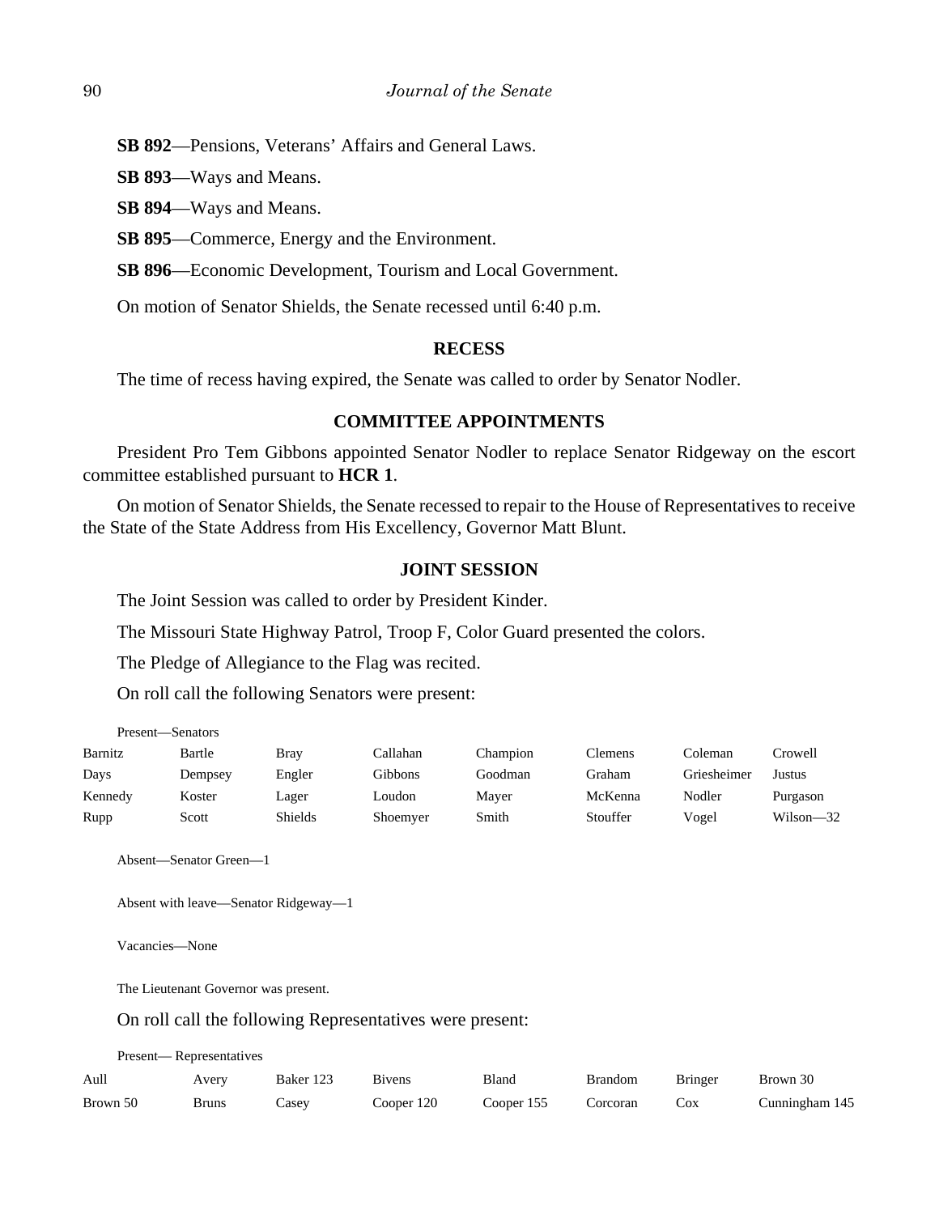**SB 892**—Pensions, Veterans' Affairs and General Laws.

**SB 893**—Ways and Means.

**SB 894**—Ways and Means.

**SB 895**—Commerce, Energy and the Environment.

**SB 896**—Economic Development, Tourism and Local Government.

On motion of Senator Shields, the Senate recessed until 6:40 p.m.

## RECESS

The time of recess having expired, the Senate was called to order by Senator Nodler.

## COMMITTEE APPOINTMENTS

President Pro Tem Gibbons appointed Senator Nodler to replace Senator Ridgeway on the escort committee established pursuant to **HCR 1**.

On motion of Senator Shields, the Senate recessed to repair to the House of Representatives to receive the State of the State Address from His Excellency, Governor Matt Blunt.

## JOINT SESSION

The Joint Session was called to order by President Kinder.

The Missouri State Highway Patrol, Troop F, Color Guard presented the colors.

The Pledge of Allegiance to the Flag was recited.

On roll call the following Senators were present:

Present—Senators

| | | | | | | | |
|---|---|---|---|---|---|---|---|
| Barnitz | Bartle | Bray | Callahan | Champion | Clemens | Coleman | Crowell |
| Days | Dempsey | Engler | Gibbons | Goodman | Graham | Griesheimer | Justus |
| Kennedy | Koster | Lager | Loudon | Mayer | McKenna | Nodler | Purgason |
| Rupp | Scott | Shields | Shoemyer | Smith | Stouffer | Vogel | Wilson—32 |

Absent—Senator Green—1

Absent with leave—Senator Ridgeway—1

Vacancies—None

The Lieutenant Governor was present.

On roll call the following Representatives were present:

Present— Representatives

| | | | | | | | |
|---|---|---|---|---|---|---|---|
| Aull | Avery | Baker 123 | Bivens | Bland | Brandom | Bringer | Brown 30 |
| Brown 50 | Bruns | Casey | Cooper 120 | Cooper 155 | Corcoran | Cox | Cunningham 145 |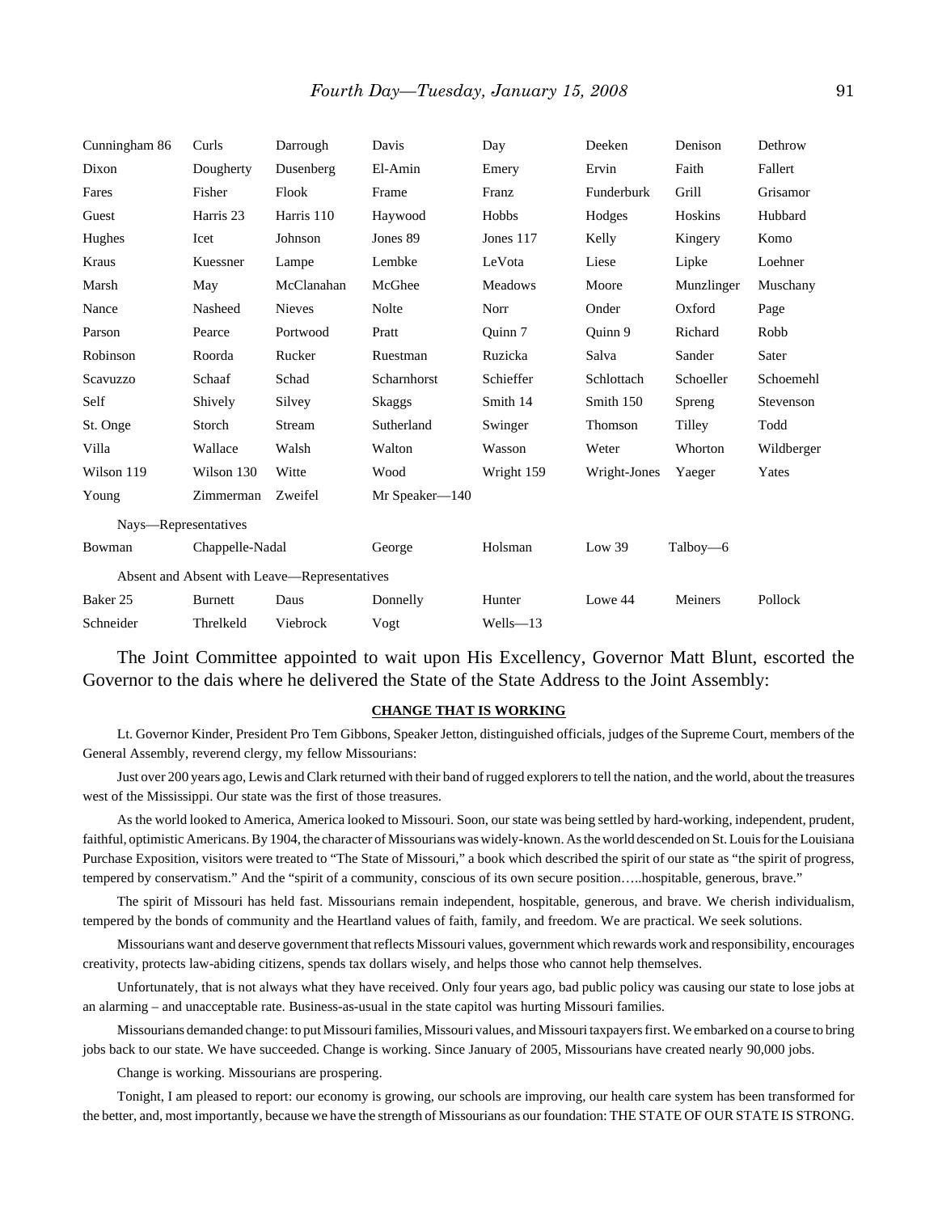| | | | | | | | |
|---|---|---|---|---|---|---|---|
| Cunningham 86 | Curls | Darrough | Davis | Day | Deeken | Denison | Dethrow |
| Dixon | Dougherty | Dusenberg | El-Amin | Emery | Ervin | Faith | Fallert |
| Fares | Fisher | Flook | Frame | Franz | Funderburk | Grill | Grisamor |
| Guest | Harris 23 | Harris 110 | Haywood | Hobbs | Hodges | Hoskins | Hubbard |
| Hughes | Icet | Johnson | Jones 89 | Jones 117 | Kelly | Kingery | Komo |
| Kraus | Kuessner | Lampe | Lembke | LeVota | Liese | Lipke | Loehner |
| Marsh | May | McClanahan | McGhee | Meadows | Moore | Munzlinger | Muschany |
| Nance | Nasheed | Nieves | Nolte | Norr | Onder | Oxford | Page |
| Parson | Pearce | Portwood | Pratt | Quinn 7 | Quinn 9 | Richard | Robb |
| Robinson | Roorda | Rucker | Ruestman | Ruzicka | Salva | Sander | Sater |
| Scavuzzo | Schaaf | Schad | Scharnhorst | Schieffer | Schlottach | Schoeller | Schoemehl |
| Self | Shively | Silvey | Skaggs | Smith 14 | Smith 150 | Spreng | Stevenson |
| St. Onge | Storch | Stream | Sutherland | Swinger | Thomson | Tilley | Todd |
| Villa | Wallace | Walsh | Walton | Wasson | Weter | Whorton | Wildberger |
| Wilson 119 | Wilson 130 | Witte | Wood | Wright 159 | Wright-Jones | Yaeger | Yates |
| Young | Zimmerman | Zweifel | Mr Speaker—140 | | | | |

Nays—Representatives

| | | | | | |
|---|---|---|---|---|---|
| Bowman | Chappelle-Nadal | George | Holsman | Low 39 | Talboy—6 |

Absent and Absent with Leave—Representatives

| | | | | | | | |
|---|---|---|---|---|---|---|---|
| Baker 25 | Burnett | Daus | Donnelly | Hunter | Lowe 44 | Meiners | Pollock |
| Schneider | Threlkeld | Viebrock | Vogt | Wells—13 | | | |

The Joint Committee appointed to wait upon His Excellency, Governor Matt Blunt, escorted the Governor to the dais where he delivered the State of the State Address to the Joint Assembly:

**CHANGE THAT IS WORKING**

Lt. Governor Kinder, President Pro Tem Gibbons, Speaker Jetton, distinguished officials, judges of the Supreme Court, members of the General Assembly, reverend clergy, my fellow Missourians:

Just over 200 years ago, Lewis and Clark returned with their band of rugged explorers to tell the nation, and the world, about the treasures west of the Mississippi. Our state was the first of those treasures.

As the world looked to America, America looked to Missouri. Soon, our state was being settled by hard-working, independent, prudent, faithful, optimistic Americans. By 1904, the character of Missourians was widely-known. As the world descended on St. Louis for the Louisiana Purchase Exposition, visitors were treated to "The State of Missouri," a book which described the spirit of our state as "the spirit of progress, tempered by conservatism." And the "spirit of a community, conscious of its own secure position…..hospitable, generous, brave."

The spirit of Missouri has held fast. Missourians remain independent, hospitable, generous, and brave. We cherish individualism, tempered by the bonds of community and the Heartland values of faith, family, and freedom. We are practical. We seek solutions.

Missourians want and deserve government that reflects Missouri values, government which rewards work and responsibility, encourages creativity, protects law-abiding citizens, spends tax dollars wisely, and helps those who cannot help themselves.

Unfortunately, that is not always what they have received. Only four years ago, bad public policy was causing our state to lose jobs at an alarming – and unacceptable rate. Business-as-usual in the state capitol was hurting Missouri families.

Missourians demanded change: to put Missouri families, Missouri values, and Missouri taxpayers first. We embarked on a course to bring jobs back to our state. We have succeeded. Change is working. Since January of 2005, Missourians have created nearly 90,000 jobs.

Change is working. Missourians are prospering.

Tonight, I am pleased to report: our economy is growing, our schools are improving, our health care system has been transformed for the better, and, most importantly, because we have the strength of Missourians as our foundation: THE STATE OF OUR STATE IS STRONG.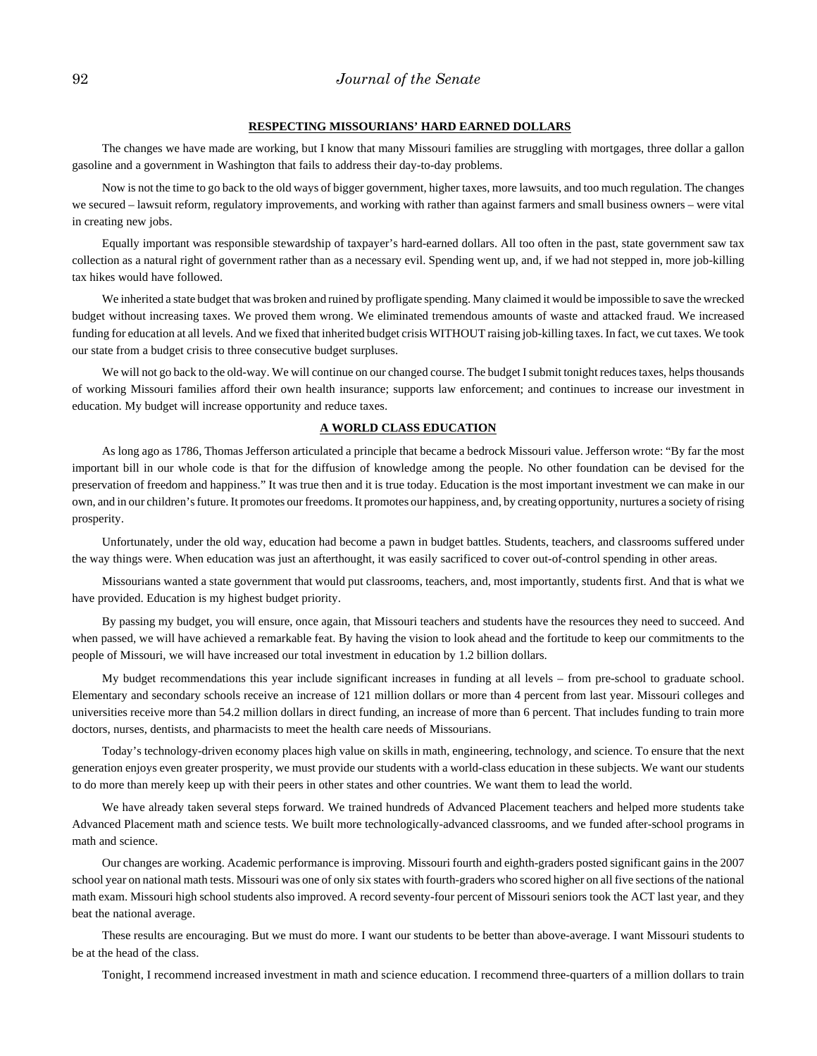## RESPECTING MISSOURIANS' HARD EARNED DOLLARS

The changes we have made are working, but I know that many Missouri families are struggling with mortgages, three dollar a gallon gasoline and a government in Washington that fails to address their day-to-day problems.

Now is not the time to go back to the old ways of bigger government, higher taxes, more lawsuits, and too much regulation. The changes we secured – lawsuit reform, regulatory improvements, and working with rather than against farmers and small business owners – were vital in creating new jobs.

Equally important was responsible stewardship of taxpayer's hard-earned dollars. All too often in the past, state government saw tax collection as a natural right of government rather than as a necessary evil. Spending went up, and, if we had not stepped in, more job-killing tax hikes would have followed.

We inherited a state budget that was broken and ruined by profligate spending. Many claimed it would be impossible to save the wrecked budget without increasing taxes. We proved them wrong. We eliminated tremendous amounts of waste and attacked fraud. We increased funding for education at all levels. And we fixed that inherited budget crisis WITHOUT raising job-killing taxes. In fact, we cut taxes. We took our state from a budget crisis to three consecutive budget surpluses.

We will not go back to the old-way. We will continue on our changed course. The budget I submit tonight reduces taxes, helps thousands of working Missouri families afford their own health insurance; supports law enforcement; and continues to increase our investment in education. My budget will increase opportunity and reduce taxes.

## A WORLD CLASS EDUCATION

As long ago as 1786, Thomas Jefferson articulated a principle that became a bedrock Missouri value. Jefferson wrote: "By far the most important bill in our whole code is that for the diffusion of knowledge among the people. No other foundation can be devised for the preservation of freedom and happiness." It was true then and it is true today. Education is the most important investment we can make in our own, and in our children's future. It promotes our freedoms. It promotes our happiness, and, by creating opportunity, nurtures a society of rising prosperity.

Unfortunately, under the old way, education had become a pawn in budget battles. Students, teachers, and classrooms suffered under the way things were. When education was just an afterthought, it was easily sacrificed to cover out-of-control spending in other areas.

Missourians wanted a state government that would put classrooms, teachers, and, most importantly, students first. And that is what we have provided. Education is my highest budget priority.

By passing my budget, you will ensure, once again, that Missouri teachers and students have the resources they need to succeed. And when passed, we will have achieved a remarkable feat. By having the vision to look ahead and the fortitude to keep our commitments to the people of Missouri, we will have increased our total investment in education by 1.2 billion dollars.

My budget recommendations this year include significant increases in funding at all levels – from pre-school to graduate school. Elementary and secondary schools receive an increase of 121 million dollars or more than 4 percent from last year. Missouri colleges and universities receive more than 54.2 million dollars in direct funding, an increase of more than 6 percent. That includes funding to train more doctors, nurses, dentists, and pharmacists to meet the health care needs of Missourians.

Today's technology-driven economy places high value on skills in math, engineering, technology, and science. To ensure that the next generation enjoys even greater prosperity, we must provide our students with a world-class education in these subjects. We want our students to do more than merely keep up with their peers in other states and other countries. We want them to lead the world.

We have already taken several steps forward. We trained hundreds of Advanced Placement teachers and helped more students take Advanced Placement math and science tests. We built more technologically-advanced classrooms, and we funded after-school programs in math and science.

Our changes are working. Academic performance is improving. Missouri fourth and eighth-graders posted significant gains in the 2007 school year on national math tests. Missouri was one of only six states with fourth-graders who scored higher on all five sections of the national math exam. Missouri high school students also improved. A record seventy-four percent of Missouri seniors took the ACT last year, and they beat the national average.

These results are encouraging. But we must do more. I want our students to be better than above-average. I want Missouri students to be at the head of the class.

Tonight, I recommend increased investment in math and science education. I recommend three-quarters of a million dollars to train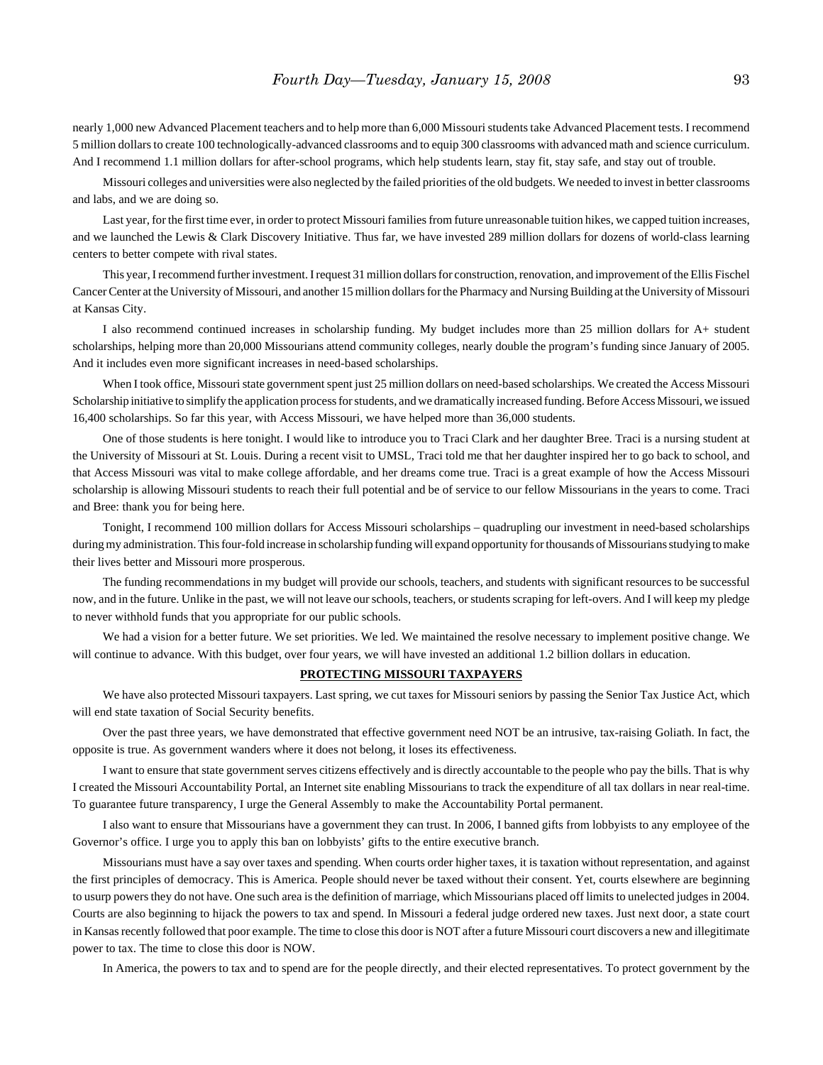nearly 1,000 new Advanced Placement teachers and to help more than 6,000 Missouri students take Advanced Placement tests. I recommend 5 million dollars to create 100 technologically-advanced classrooms and to equip 300 classrooms with advanced math and science curriculum. And I recommend 1.1 million dollars for after-school programs, which help students learn, stay fit, stay safe, and stay out of trouble.

Missouri colleges and universities were also neglected by the failed priorities of the old budgets. We needed to invest in better classrooms and labs, and we are doing so.

Last year, for the first time ever, in order to protect Missouri families from future unreasonable tuition hikes, we capped tuition increases, and we launched the Lewis & Clark Discovery Initiative. Thus far, we have invested 289 million dollars for dozens of world-class learning centers to better compete with rival states.

This year, I recommend further investment. I request 31 million dollars for construction, renovation, and improvement of the Ellis Fischel Cancer Center at the University of Missouri, and another 15 million dollars for the Pharmacy and Nursing Building at the University of Missouri at Kansas City.

I also recommend continued increases in scholarship funding. My budget includes more than 25 million dollars for A+ student scholarships, helping more than 20,000 Missourians attend community colleges, nearly double the program's funding since January of 2005. And it includes even more significant increases in need-based scholarships.

When I took office, Missouri state government spent just 25 million dollars on need-based scholarships. We created the Access Missouri Scholarship initiative to simplify the application process for students, and we dramatically increased funding. Before Access Missouri, we issued 16,400 scholarships. So far this year, with Access Missouri, we have helped more than 36,000 students.

One of those students is here tonight. I would like to introduce you to Traci Clark and her daughter Bree. Traci is a nursing student at the University of Missouri at St. Louis. During a recent visit to UMSL, Traci told me that her daughter inspired her to go back to school, and that Access Missouri was vital to make college affordable, and her dreams come true. Traci is a great example of how the Access Missouri scholarship is allowing Missouri students to reach their full potential and be of service to our fellow Missourians in the years to come. Traci and Bree: thank you for being here.

Tonight, I recommend 100 million dollars for Access Missouri scholarships – quadrupling our investment in need-based scholarships during my administration. This four-fold increase in scholarship funding will expand opportunity for thousands of Missourians studying to make their lives better and Missouri more prosperous.

The funding recommendations in my budget will provide our schools, teachers, and students with significant resources to be successful now, and in the future. Unlike in the past, we will not leave our schools, teachers, or students scraping for left-overs. And I will keep my pledge to never withhold funds that you appropriate for our public schools.

We had a vision for a better future. We set priorities. We led. We maintained the resolve necessary to implement positive change. We will continue to advance. With this budget, over four years, we will have invested an additional 1.2 billion dollars in education.

## PROTECTING MISSOURI TAXPAYERS

We have also protected Missouri taxpayers. Last spring, we cut taxes for Missouri seniors by passing the Senior Tax Justice Act, which will end state taxation of Social Security benefits.

Over the past three years, we have demonstrated that effective government need NOT be an intrusive, tax-raising Goliath. In fact, the opposite is true. As government wanders where it does not belong, it loses its effectiveness.

I want to ensure that state government serves citizens effectively and is directly accountable to the people who pay the bills. That is why I created the Missouri Accountability Portal, an Internet site enabling Missourians to track the expenditure of all tax dollars in near real-time. To guarantee future transparency, I urge the General Assembly to make the Accountability Portal permanent.

I also want to ensure that Missourians have a government they can trust. In 2006, I banned gifts from lobbyists to any employee of the Governor's office. I urge you to apply this ban on lobbyists' gifts to the entire executive branch.

Missourians must have a say over taxes and spending. When courts order higher taxes, it is taxation without representation, and against the first principles of democracy. This is America. People should never be taxed without their consent. Yet, courts elsewhere are beginning to usurp powers they do not have. One such area is the definition of marriage, which Missourians placed off limits to unelected judges in 2004. Courts are also beginning to hijack the powers to tax and spend. In Missouri a federal judge ordered new taxes. Just next door, a state court in Kansas recently followed that poor example. The time to close this door is NOT after a future Missouri court discovers a new and illegitimate power to tax. The time to close this door is NOW.

In America, the powers to tax and to spend are for the people directly, and their elected representatives. To protect government by the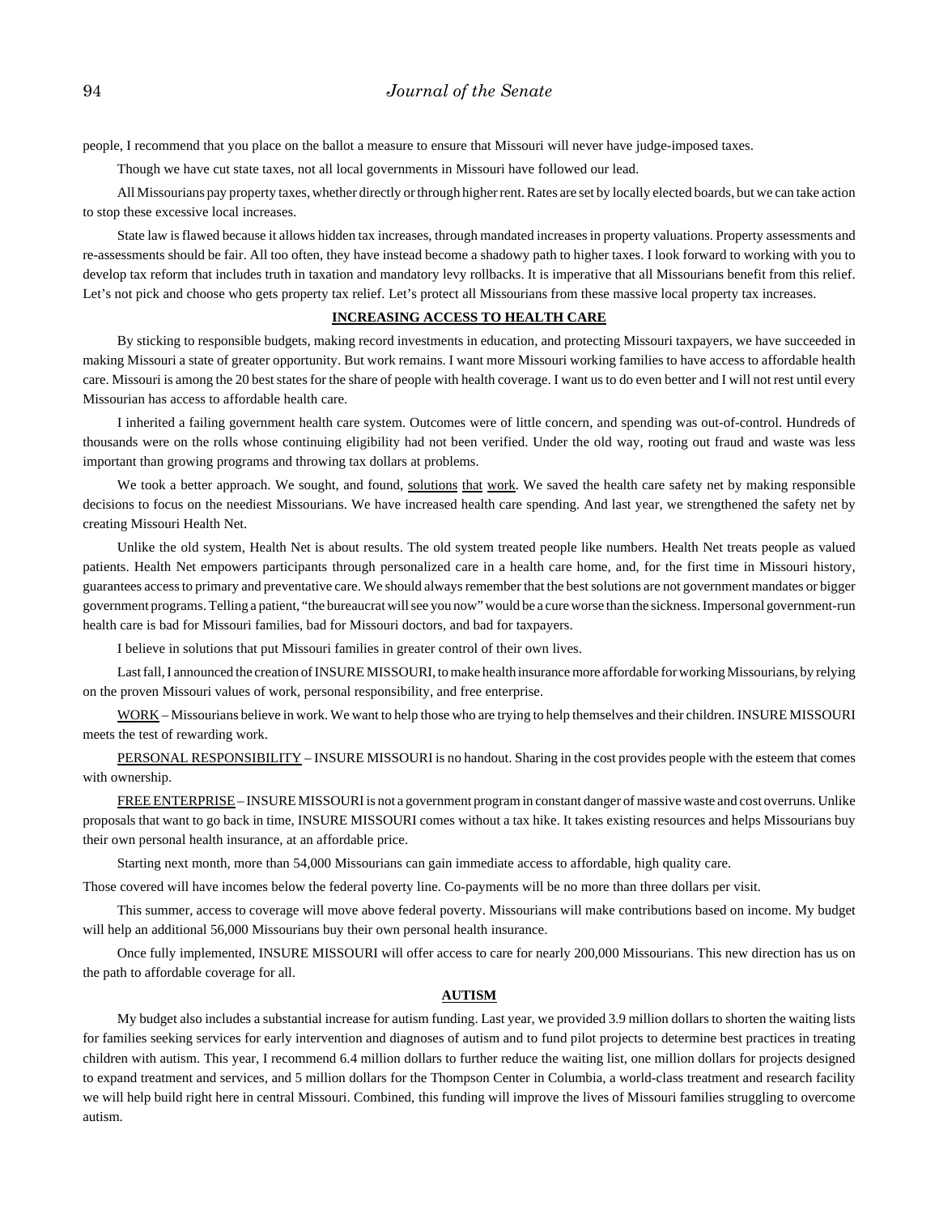people, I recommend that you place on the ballot a measure to ensure that Missouri will never have judge-imposed taxes.

Though we have cut state taxes, not all local governments in Missouri have followed our lead.

All Missourians pay property taxes, whether directly or through higher rent. Rates are set by locally elected boards, but we can take action to stop these excessive local increases.

State law is flawed because it allows hidden tax increases, through mandated increases in property valuations. Property assessments and re-assessments should be fair. All too often, they have instead become a shadowy path to higher taxes. I look forward to working with you to develop tax reform that includes truth in taxation and mandatory levy rollbacks. It is imperative that all Missourians benefit from this relief. Let's not pick and choose who gets property tax relief. Let's protect all Missourians from these massive local property tax increases.

## INCREASING ACCESS TO HEALTH CARE

By sticking to responsible budgets, making record investments in education, and protecting Missouri taxpayers, we have succeeded in making Missouri a state of greater opportunity. But work remains. I want more Missouri working families to have access to affordable health care. Missouri is among the 20 best states for the share of people with health coverage. I want us to do even better and I will not rest until every Missourian has access to affordable health care.

I inherited a failing government health care system. Outcomes were of little concern, and spending was out-of-control. Hundreds of thousands were on the rolls whose continuing eligibility had not been verified. Under the old way, rooting out fraud and waste was less important than growing programs and throwing tax dollars at problems.

We took a better approach. We sought, and found, solutions that work. We saved the health care safety net by making responsible decisions to focus on the neediest Missourians. We have increased health care spending. And last year, we strengthened the safety net by creating Missouri Health Net.

Unlike the old system, Health Net is about results. The old system treated people like numbers. Health Net treats people as valued patients. Health Net empowers participants through personalized care in a health care home, and, for the first time in Missouri history, guarantees access to primary and preventative care. We should always remember that the best solutions are not government mandates or bigger government programs. Telling a patient, "the bureaucrat will see you now" would be a cure worse than the sickness. Impersonal government-run health care is bad for Missouri families, bad for Missouri doctors, and bad for taxpayers.

I believe in solutions that put Missouri families in greater control of their own lives.

Last fall, I announced the creation of INSURE MISSOURI, to make health insurance more affordable for working Missourians, by relying on the proven Missouri values of work, personal responsibility, and free enterprise.

WORK – Missourians believe in work. We want to help those who are trying to help themselves and their children. INSURE MISSOURI meets the test of rewarding work.

PERSONAL RESPONSIBILITY – INSURE MISSOURI is no handout. Sharing in the cost provides people with the esteem that comes with ownership.

FREE ENTERPRISE – INSURE MISSOURI is not a government program in constant danger of massive waste and cost overruns. Unlike proposals that want to go back in time, INSURE MISSOURI comes without a tax hike. It takes existing resources and helps Missourians buy their own personal health insurance, at an affordable price.

Starting next month, more than 54,000 Missourians can gain immediate access to affordable, high quality care.

Those covered will have incomes below the federal poverty line. Co-payments will be no more than three dollars per visit.

This summer, access to coverage will move above federal poverty. Missourians will make contributions based on income. My budget will help an additional 56,000 Missourians buy their own personal health insurance.

Once fully implemented, INSURE MISSOURI will offer access to care for nearly 200,000 Missourians. This new direction has us on the path to affordable coverage for all.

## AUTISM

My budget also includes a substantial increase for autism funding. Last year, we provided 3.9 million dollars to shorten the waiting lists for families seeking services for early intervention and diagnoses of autism and to fund pilot projects to determine best practices in treating children with autism. This year, I recommend 6.4 million dollars to further reduce the waiting list, one million dollars for projects designed to expand treatment and services, and 5 million dollars for the Thompson Center in Columbia, a world-class treatment and research facility we will help build right here in central Missouri. Combined, this funding will improve the lives of Missouri families struggling to overcome autism.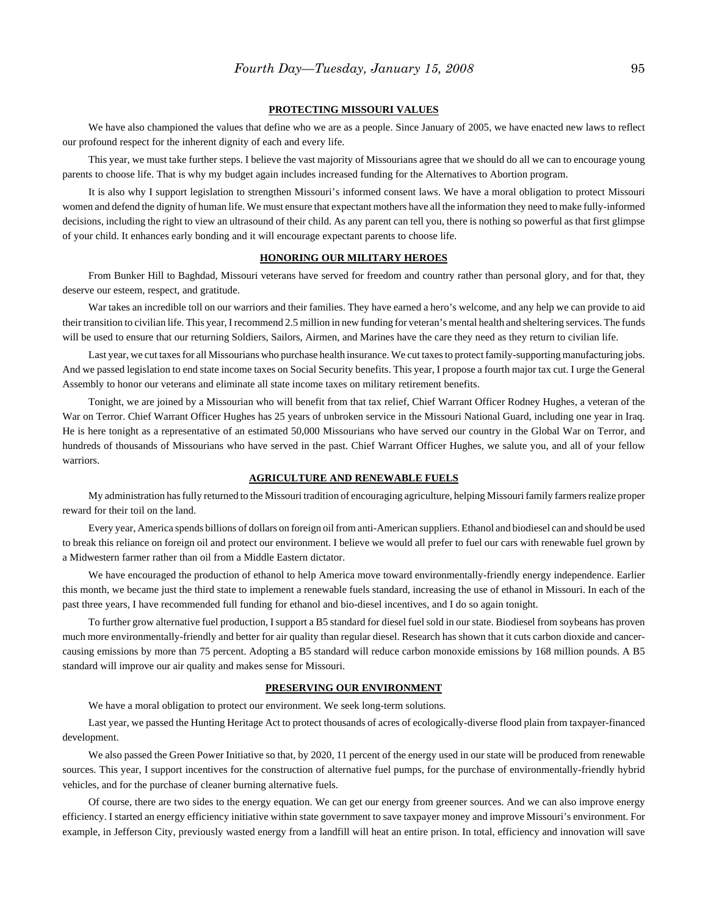## PROTECTING MISSOURI VALUES

We have also championed the values that define who we are as a people. Since January of 2005, we have enacted new laws to reflect our profound respect for the inherent dignity of each and every life.

This year, we must take further steps. I believe the vast majority of Missourians agree that we should do all we can to encourage young parents to choose life. That is why my budget again includes increased funding for the Alternatives to Abortion program.

It is also why I support legislation to strengthen Missouri's informed consent laws. We have a moral obligation to protect Missouri women and defend the dignity of human life. We must ensure that expectant mothers have all the information they need to make fully-informed decisions, including the right to view an ultrasound of their child. As any parent can tell you, there is nothing so powerful as that first glimpse of your child. It enhances early bonding and it will encourage expectant parents to choose life.

## HONORING OUR MILITARY HEROES

From Bunker Hill to Baghdad, Missouri veterans have served for freedom and country rather than personal glory, and for that, they deserve our esteem, respect, and gratitude.

War takes an incredible toll on our warriors and their families. They have earned a hero's welcome, and any help we can provide to aid their transition to civilian life. This year, I recommend 2.5 million in new funding for veteran's mental health and sheltering services. The funds will be used to ensure that our returning Soldiers, Sailors, Airmen, and Marines have the care they need as they return to civilian life.

Last year, we cut taxes for all Missourians who purchase health insurance. We cut taxes to protect family-supporting manufacturing jobs. And we passed legislation to end state income taxes on Social Security benefits. This year, I propose a fourth major tax cut. I urge the General Assembly to honor our veterans and eliminate all state income taxes on military retirement benefits.

Tonight, we are joined by a Missourian who will benefit from that tax relief, Chief Warrant Officer Rodney Hughes, a veteran of the War on Terror. Chief Warrant Officer Hughes has 25 years of unbroken service in the Missouri National Guard, including one year in Iraq. He is here tonight as a representative of an estimated 50,000 Missourians who have served our country in the Global War on Terror, and hundreds of thousands of Missourians who have served in the past. Chief Warrant Officer Hughes, we salute you, and all of your fellow warriors.

## AGRICULTURE AND RENEWABLE FUELS

My administration has fully returned to the Missouri tradition of encouraging agriculture, helping Missouri family farmers realize proper reward for their toil on the land.

Every year, America spends billions of dollars on foreign oil from anti-American suppliers. Ethanol and biodiesel can and should be used to break this reliance on foreign oil and protect our environment. I believe we would all prefer to fuel our cars with renewable fuel grown by a Midwestern farmer rather than oil from a Middle Eastern dictator.

We have encouraged the production of ethanol to help America move toward environmentally-friendly energy independence. Earlier this month, we became just the third state to implement a renewable fuels standard, increasing the use of ethanol in Missouri. In each of the past three years, I have recommended full funding for ethanol and bio-diesel incentives, and I do so again tonight.

To further grow alternative fuel production, I support a B5 standard for diesel fuel sold in our state. Biodiesel from soybeans has proven much more environmentally-friendly and better for air quality than regular diesel. Research has shown that it cuts carbon dioxide and cancer-causing emissions by more than 75 percent. Adopting a B5 standard will reduce carbon monoxide emissions by 168 million pounds. A B5 standard will improve our air quality and makes sense for Missouri.

## PRESERVING OUR ENVIRONMENT

We have a moral obligation to protect our environment. We seek long-term solutions.

Last year, we passed the Hunting Heritage Act to protect thousands of acres of ecologically-diverse flood plain from taxpayer-financed development.

We also passed the Green Power Initiative so that, by 2020, 11 percent of the energy used in our state will be produced from renewable sources. This year, I support incentives for the construction of alternative fuel pumps, for the purchase of environmentally-friendly hybrid vehicles, and for the purchase of cleaner burning alternative fuels.

Of course, there are two sides to the energy equation. We can get our energy from greener sources. And we can also improve energy efficiency. I started an energy efficiency initiative within state government to save taxpayer money and improve Missouri's environment. For example, in Jefferson City, previously wasted energy from a landfill will heat an entire prison. In total, efficiency and innovation will save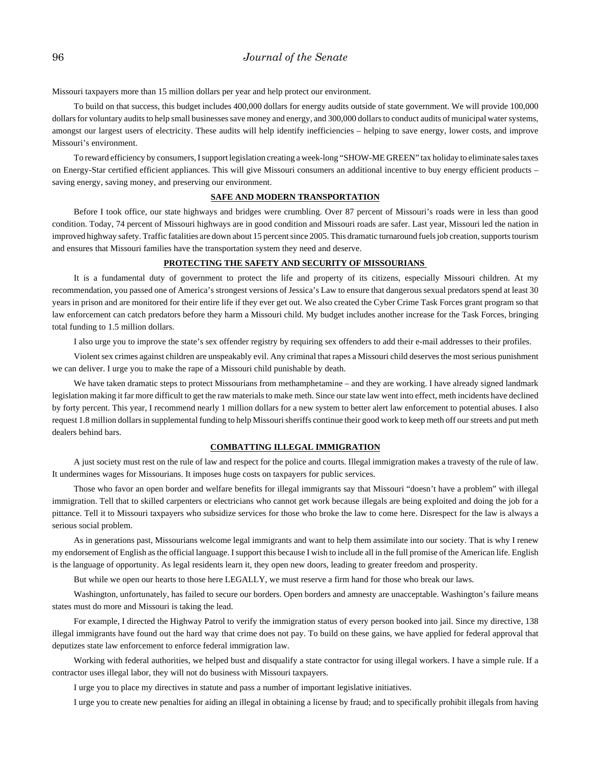Missouri taxpayers more than 15 million dollars per year and help protect our environment.

To build on that success, this budget includes 400,000 dollars for energy audits outside of state government. We will provide 100,000 dollars for voluntary audits to help small businesses save money and energy, and 300,000 dollars to conduct audits of municipal water systems, amongst our largest users of electricity. These audits will help identify inefficiencies – helping to save energy, lower costs, and improve Missouri's environment.

To reward efficiency by consumers, I support legislation creating a week-long "SHOW-ME GREEN" tax holiday to eliminate sales taxes on Energy-Star certified efficient appliances. This will give Missouri consumers an additional incentive to buy energy efficient products – saving energy, saving money, and preserving our environment.

**SAFE AND MODERN TRANSPORTATION**

Before I took office, our state highways and bridges were crumbling. Over 87 percent of Missouri's roads were in less than good condition. Today, 74 percent of Missouri highways are in good condition and Missouri roads are safer. Last year, Missouri led the nation in improved highway safety. Traffic fatalities are down about 15 percent since 2005. This dramatic turnaround fuels job creation, supports tourism and ensures that Missouri families have the transportation system they need and deserve.

**PROTECTING THE SAFETY AND SECURITY OF MISSOURIANS**

It is a fundamental duty of government to protect the life and property of its citizens, especially Missouri children. At my recommendation, you passed one of America's strongest versions of Jessica's Law to ensure that dangerous sexual predators spend at least 30 years in prison and are monitored for their entire life if they ever get out. We also created the Cyber Crime Task Forces grant program so that law enforcement can catch predators before they harm a Missouri child. My budget includes another increase for the Task Forces, bringing total funding to 1.5 million dollars.

I also urge you to improve the state's sex offender registry by requiring sex offenders to add their e-mail addresses to their profiles.

Violent sex crimes against children are unspeakably evil. Any criminal that rapes a Missouri child deserves the most serious punishment we can deliver. I urge you to make the rape of a Missouri child punishable by death.

We have taken dramatic steps to protect Missourians from methamphetamine – and they are working. I have already signed landmark legislation making it far more difficult to get the raw materials to make meth. Since our state law went into effect, meth incidents have declined by forty percent. This year, I recommend nearly 1 million dollars for a new system to better alert law enforcement to potential abuses. I also request 1.8 million dollars in supplemental funding to help Missouri sheriffs continue their good work to keep meth off our streets and put meth dealers behind bars.

**COMBATTING ILLEGAL IMMIGRATION**

A just society must rest on the rule of law and respect for the police and courts. Illegal immigration makes a travesty of the rule of law. It undermines wages for Missourians. It imposes huge costs on taxpayers for public services.

Those who favor an open border and welfare benefits for illegal immigrants say that Missouri "doesn't have a problem" with illegal immigration. Tell that to skilled carpenters or electricians who cannot get work because illegals are being exploited and doing the job for a pittance. Tell it to Missouri taxpayers who subsidize services for those who broke the law to come here. Disrespect for the law is always a serious social problem.

As in generations past, Missourians welcome legal immigrants and want to help them assimilate into our society. That is why I renew my endorsement of English as the official language. I support this because I wish to include all in the full promise of the American life. English is the language of opportunity. As legal residents learn it, they open new doors, leading to greater freedom and prosperity.

But while we open our hearts to those here LEGALLY, we must reserve a firm hand for those who break our laws.

Washington, unfortunately, has failed to secure our borders. Open borders and amnesty are unacceptable. Washington's failure means states must do more and Missouri is taking the lead.

For example, I directed the Highway Patrol to verify the immigration status of every person booked into jail. Since my directive, 138 illegal immigrants have found out the hard way that crime does not pay. To build on these gains, we have applied for federal approval that deputizes state law enforcement to enforce federal immigration law.

Working with federal authorities, we helped bust and disqualify a state contractor for using illegal workers. I have a simple rule. If a contractor uses illegal labor, they will not do business with Missouri taxpayers.

I urge you to place my directives in statute and pass a number of important legislative initiatives.

I urge you to create new penalties for aiding an illegal in obtaining a license by fraud; and to specifically prohibit illegals from having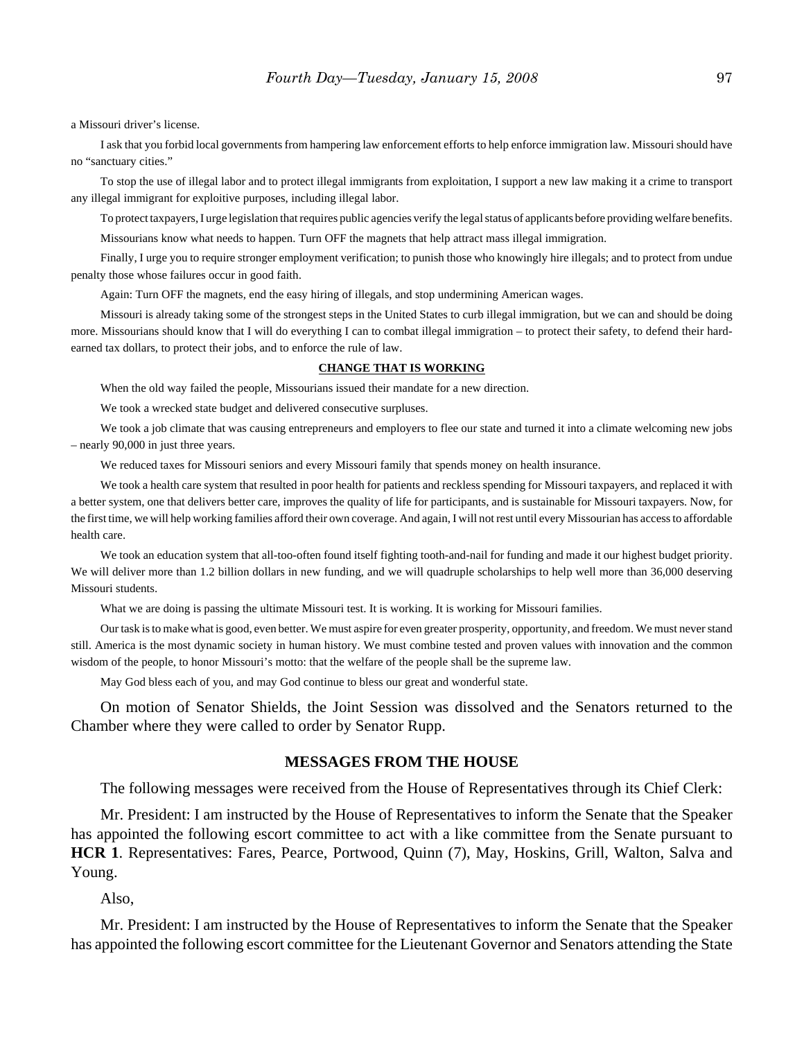a Missouri driver's license.

I ask that you forbid local governments from hampering law enforcement efforts to help enforce immigration law. Missouri should have no "sanctuary cities."

To stop the use of illegal labor and to protect illegal immigrants from exploitation, I support a new law making it a crime to transport any illegal immigrant for exploitive purposes, including illegal labor.

To protect taxpayers, I urge legislation that requires public agencies verify the legal status of applicants before providing welfare benefits.

Missourians know what needs to happen. Turn OFF the magnets that help attract mass illegal immigration.

Finally, I urge you to require stronger employment verification; to punish those who knowingly hire illegals; and to protect from undue penalty those whose failures occur in good faith.

Again: Turn OFF the magnets, end the easy hiring of illegals, and stop undermining American wages.

Missouri is already taking some of the strongest steps in the United States to curb illegal immigration, but we can and should be doing more. Missourians should know that I will do everything I can to combat illegal immigration – to protect their safety, to defend their hard-earned tax dollars, to protect their jobs, and to enforce the rule of law.

**CHANGE THAT IS WORKING**

When the old way failed the people, Missourians issued their mandate for a new direction.

We took a wrecked state budget and delivered consecutive surpluses.

We took a job climate that was causing entrepreneurs and employers to flee our state and turned it into a climate welcoming new jobs – nearly 90,000 in just three years.

We reduced taxes for Missouri seniors and every Missouri family that spends money on health insurance.

We took a health care system that resulted in poor health for patients and reckless spending for Missouri taxpayers, and replaced it with a better system, one that delivers better care, improves the quality of life for participants, and is sustainable for Missouri taxpayers. Now, for the first time, we will help working families afford their own coverage. And again, I will not rest until every Missourian has access to affordable health care.

We took an education system that all-too-often found itself fighting tooth-and-nail for funding and made it our highest budget priority. We will deliver more than 1.2 billion dollars in new funding, and we will quadruple scholarships to help well more than 36,000 deserving Missouri students.

What we are doing is passing the ultimate Missouri test. It is working. It is working for Missouri families.

Our task is to make what is good, even better. We must aspire for even greater prosperity, opportunity, and freedom. We must never stand still. America is the most dynamic society in human history. We must combine tested and proven values with innovation and the common wisdom of the people, to honor Missouri's motto: that the welfare of the people shall be the supreme law.

May God bless each of you, and may God continue to bless our great and wonderful state.

On motion of Senator Shields, the Joint Session was dissolved and the Senators returned to the Chamber where they were called to order by Senator Rupp.

## MESSAGES FROM THE HOUSE

The following messages were received from the House of Representatives through its Chief Clerk:

Mr. President: I am instructed by the House of Representatives to inform the Senate that the Speaker has appointed the following escort committee to act with a like committee from the Senate pursuant to **HCR 1**. Representatives: Fares, Pearce, Portwood, Quinn (7), May, Hoskins, Grill, Walton, Salva and Young.

Also,

Mr. President: I am instructed by the House of Representatives to inform the Senate that the Speaker has appointed the following escort committee for the Lieutenant Governor and Senators attending the State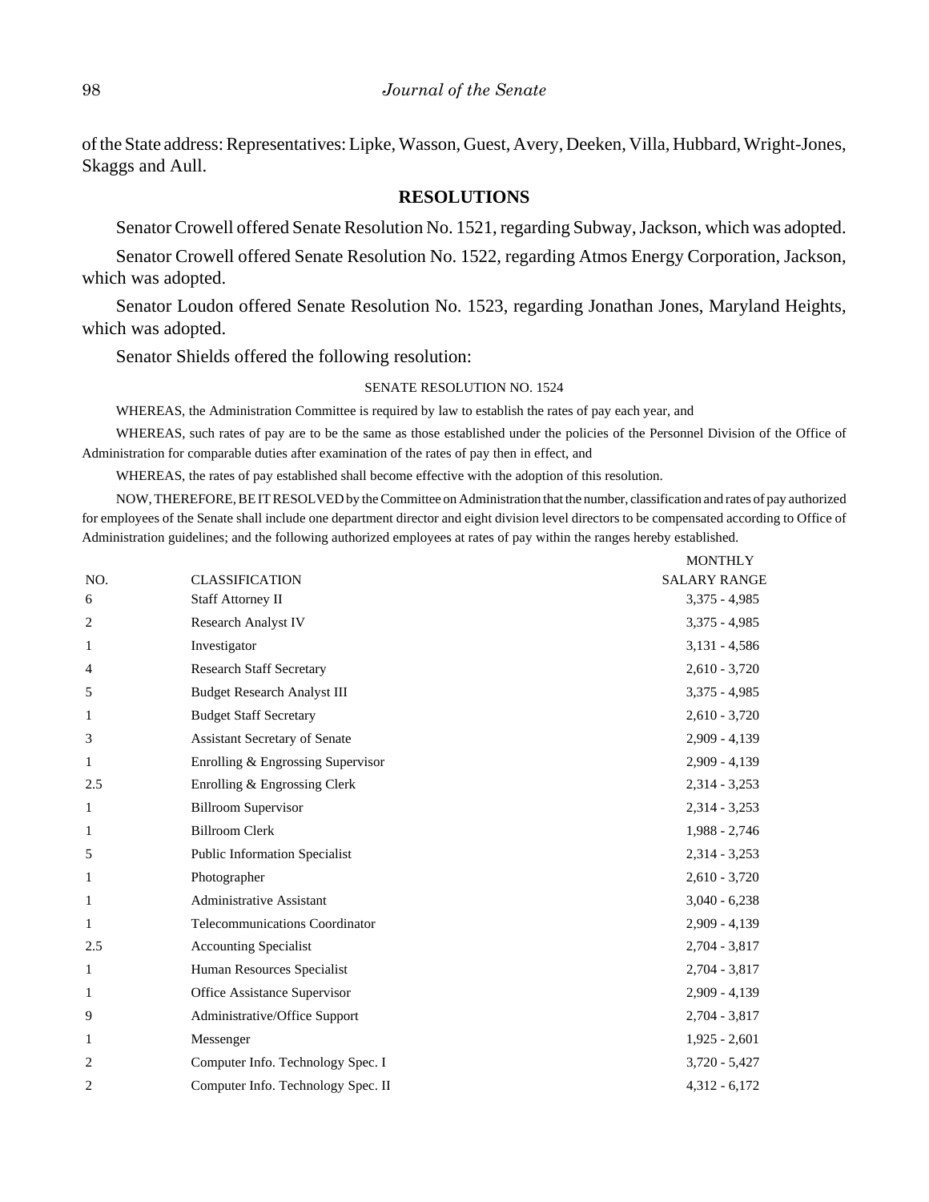of the State address: Representatives: Lipke, Wasson, Guest, Avery, Deeken, Villa, Hubbard, Wright-Jones, Skaggs and Aull.

## RESOLUTIONS

Senator Crowell offered Senate Resolution No. 1521, regarding Subway, Jackson, which was adopted.

Senator Crowell offered Senate Resolution No. 1522, regarding Atmos Energy Corporation, Jackson, which was adopted.

Senator Loudon offered Senate Resolution No. 1523, regarding Jonathan Jones, Maryland Heights, which was adopted.

Senator Shields offered the following resolution:

SENATE RESOLUTION NO. 1524

WHEREAS, the Administration Committee is required by law to establish the rates of pay each year, and

WHEREAS, such rates of pay are to be the same as those established under the policies of the Personnel Division of the Office of Administration for comparable duties after examination of the rates of pay then in effect, and

WHEREAS, the rates of pay established shall become effective with the adoption of this resolution.

NOW, THEREFORE, BE IT RESOLVED by the Committee on Administration that the number, classification and rates of pay authorized for employees of the Senate shall include one department director and eight division level directors to be compensated according to Office of Administration guidelines; and the following authorized employees at rates of pay within the ranges hereby established.

| NO. | CLASSIFICATION | MONTHLY SALARY RANGE |
|---|---|---|
| 6 | Staff Attorney II | 3,375 - 4,985 |
| 2 | Research Analyst IV | 3,375 - 4,985 |
| 1 | Investigator | 3,131 - 4,586 |
| 4 | Research Staff Secretary | 2,610 - 3,720 |
| 5 | Budget Research Analyst III | 3,375 - 4,985 |
| 1 | Budget Staff Secretary | 2,610 - 3,720 |
| 3 | Assistant Secretary of Senate | 2,909 - 4,139 |
| 1 | Enrolling & Engrossing Supervisor | 2,909 - 4,139 |
| 2.5 | Enrolling & Engrossing Clerk | 2,314 - 3,253 |
| 1 | Billroom Supervisor | 2,314 - 3,253 |
| 1 | Billroom Clerk | 1,988 - 2,746 |
| 5 | Public Information Specialist | 2,314 - 3,253 |
| 1 | Photographer | 2,610 - 3,720 |
| 1 | Administrative Assistant | 3,040 - 6,238 |
| 1 | Telecommunications Coordinator | 2,909 - 4,139 |
| 2.5 | Accounting Specialist | 2,704 - 3,817 |
| 1 | Human Resources Specialist | 2,704 - 3,817 |
| 1 | Office Assistance Supervisor | 2,909 - 4,139 |
| 9 | Administrative/Office Support | 2,704 - 3,817 |
| 1 | Messenger | 1,925 - 2,601 |
| 2 | Computer Info. Technology Spec. I | 3,720 - 5,427 |
| 2 | Computer Info. Technology Spec. II | 4,312 - 6,172 |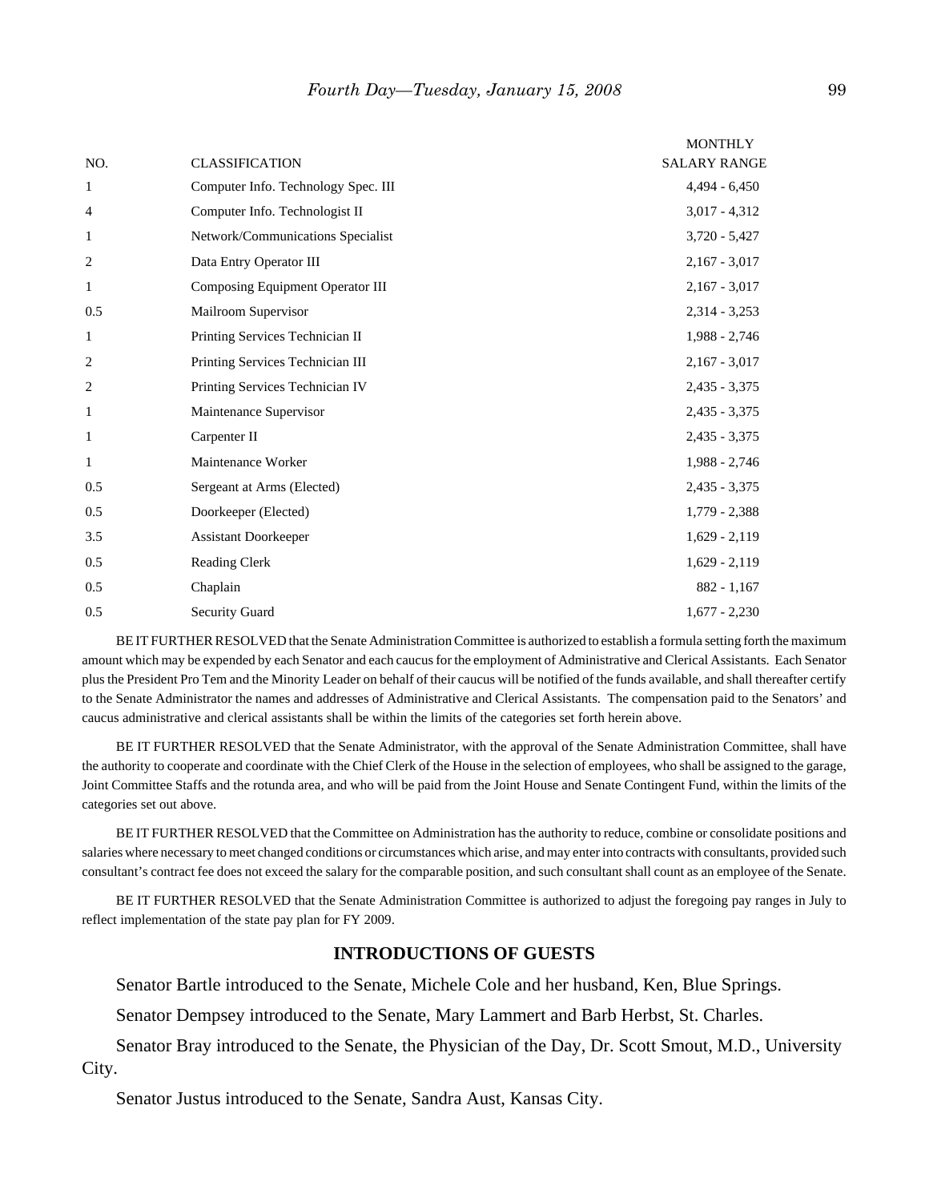| NO. | CLASSIFICATION | MONTHLY SALARY RANGE |
|---|---|---|
| 1 | Computer Info. Technology Spec. III | 4,494 - 6,450 |
| 4 | Computer Info. Technologist II | 3,017 - 4,312 |
| 1 | Network/Communications Specialist | 3,720 - 5,427 |
| 2 | Data Entry Operator III | 2,167 - 3,017 |
| 1 | Composing Equipment Operator III | 2,167 - 3,017 |
| 0.5 | Mailroom Supervisor | 2,314 - 3,253 |
| 1 | Printing Services Technician II | 1,988 - 2,746 |
| 2 | Printing Services Technician III | 2,167 - 3,017 |
| 2 | Printing Services Technician IV | 2,435 - 3,375 |
| 1 | Maintenance Supervisor | 2,435 - 3,375 |
| 1 | Carpenter II | 2,435 - 3,375 |
| 1 | Maintenance Worker | 1,988 - 2,746 |
| 0.5 | Sergeant at Arms (Elected) | 2,435 - 3,375 |
| 0.5 | Doorkeeper (Elected) | 1,779 - 2,388 |
| 3.5 | Assistant Doorkeeper | 1,629 - 2,119 |
| 0.5 | Reading Clerk | 1,629 - 2,119 |
| 0.5 | Chaplain | 882 - 1,167 |
| 0.5 | Security Guard | 1,677 - 2,230 |

BE IT FURTHER RESOLVED that the Senate Administration Committee is authorized to establish a formula setting forth the maximum amount which may be expended by each Senator and each caucus for the employment of Administrative and Clerical Assistants. Each Senator plus the President Pro Tem and the Minority Leader on behalf of their caucus will be notified of the funds available, and shall thereafter certify to the Senate Administrator the names and addresses of Administrative and Clerical Assistants. The compensation paid to the Senators' and caucus administrative and clerical assistants shall be within the limits of the categories set forth herein above.

BE IT FURTHER RESOLVED that the Senate Administrator, with the approval of the Senate Administration Committee, shall have the authority to cooperate and coordinate with the Chief Clerk of the House in the selection of employees, who shall be assigned to the garage, Joint Committee Staffs and the rotunda area, and who will be paid from the Joint House and Senate Contingent Fund, within the limits of the categories set out above.

BE IT FURTHER RESOLVED that the Committee on Administration has the authority to reduce, combine or consolidate positions and salaries where necessary to meet changed conditions or circumstances which arise, and may enter into contracts with consultants, provided such consultant's contract fee does not exceed the salary for the comparable position, and such consultant shall count as an employee of the Senate.

BE IT FURTHER RESOLVED that the Senate Administration Committee is authorized to adjust the foregoing pay ranges in July to reflect implementation of the state pay plan for FY 2009.

## INTRODUCTIONS OF GUESTS

Senator Bartle introduced to the Senate, Michele Cole and her husband, Ken, Blue Springs.

Senator Dempsey introduced to the Senate, Mary Lammert and Barb Herbst, St. Charles.

Senator Bray introduced to the Senate, the Physician of the Day, Dr. Scott Smout, M.D., University City.

Senator Justus introduced to the Senate, Sandra Aust, Kansas City.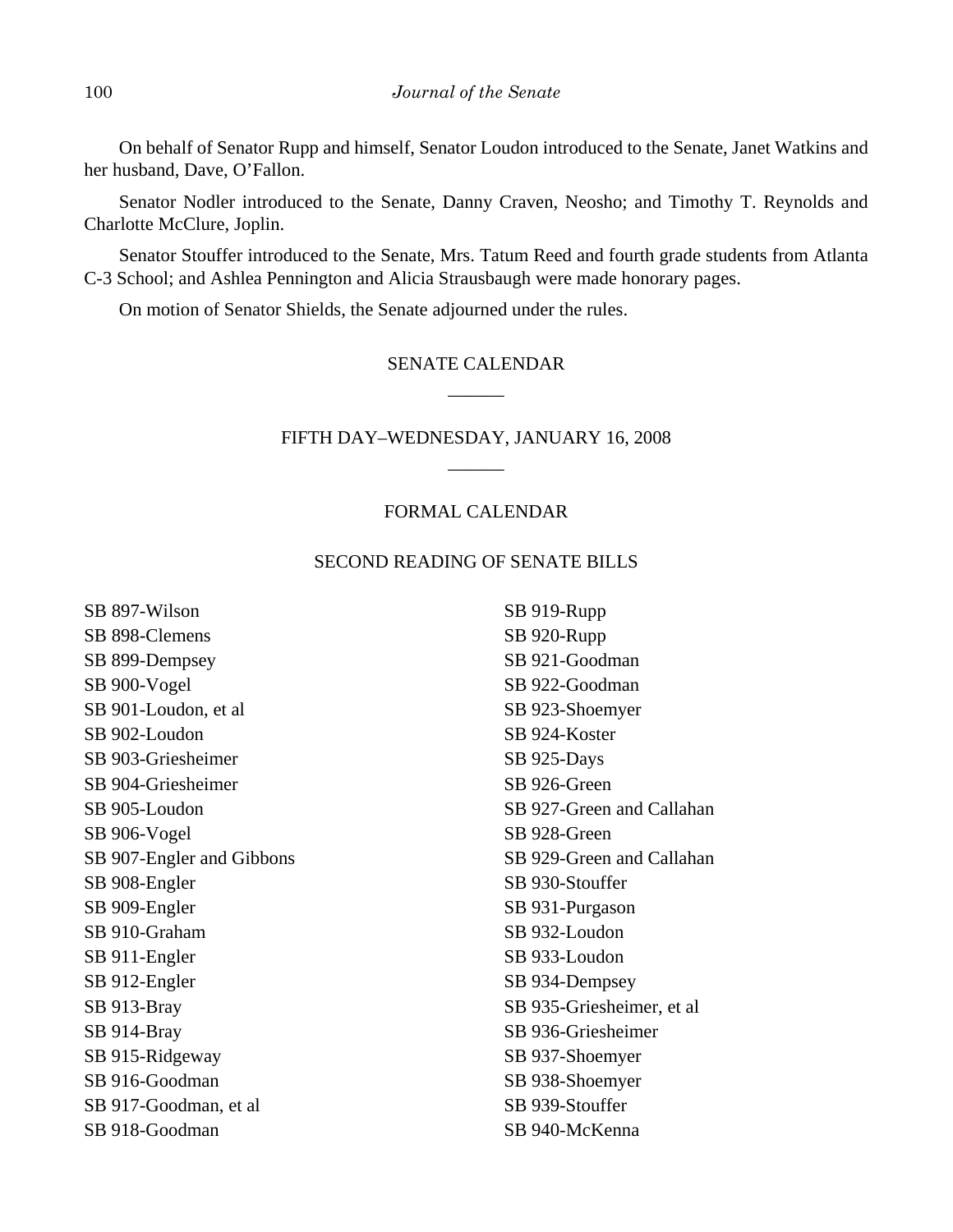On behalf of Senator Rupp and himself, Senator Loudon introduced to the Senate, Janet Watkins and her husband, Dave, O'Fallon.

Senator Nodler introduced to the Senate, Danny Craven, Neosho; and Timothy T. Reynolds and Charlotte McClure, Joplin.

Senator Stouffer introduced to the Senate, Mrs. Tatum Reed and fourth grade students from Atlanta C-3 School; and Ashlea Pennington and Alicia Strausbaugh were made honorary pages.

On motion of Senator Shields, the Senate adjourned under the rules.

## SENATE CALENDAR

______

## FIFTH DAY–WEDNESDAY, JANUARY 16, 2008

______

### FORMAL CALENDAR

### SECOND READING OF SENATE BILLS

SB 897-Wilson
SB 898-Clemens
SB 899-Dempsey
SB 900-Vogel
SB 901-Loudon, et al
SB 902-Loudon
SB 903-Griesheimer
SB 904-Griesheimer
SB 905-Loudon
SB 906-Vogel
SB 907-Engler and Gibbons
SB 908-Engler
SB 909-Engler
SB 910-Graham
SB 911-Engler
SB 912-Engler
SB 913-Bray
SB 914-Bray
SB 915-Ridgeway
SB 916-Goodman
SB 917-Goodman, et al
SB 918-Goodman
SB 919-Rupp
SB 920-Rupp
SB 921-Goodman
SB 922-Goodman
SB 923-Shoemyer
SB 924-Koster
SB 925-Days
SB 926-Green
SB 927-Green and Callahan
SB 928-Green
SB 929-Green and Callahan
SB 930-Stouffer
SB 931-Purgason
SB 932-Loudon
SB 933-Loudon
SB 934-Dempsey
SB 935-Griesheimer, et al
SB 936-Griesheimer
SB 937-Shoemyer
SB 938-Shoemyer
SB 939-Stouffer
SB 940-McKenna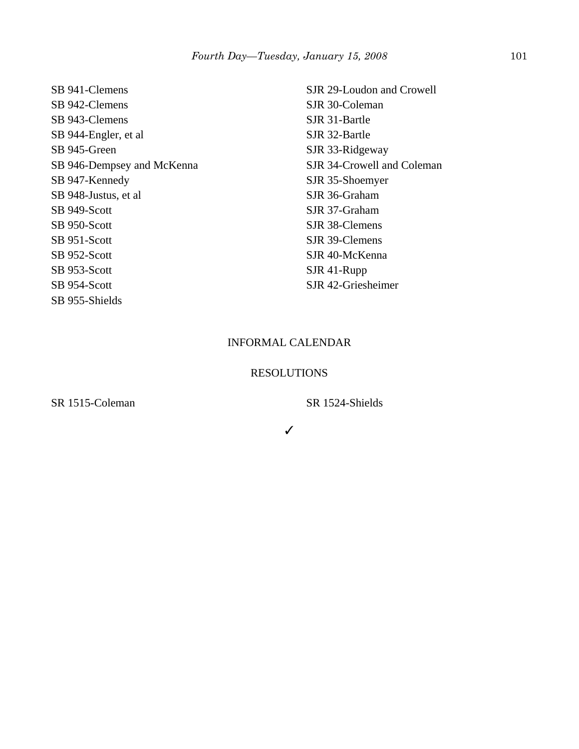SB 941-Clemens
SB 942-Clemens
SB 943-Clemens
SB 944-Engler, et al
SB 945-Green
SB 946-Dempsey and McKenna
SB 947-Kennedy
SB 948-Justus, et al
SB 949-Scott
SB 950-Scott
SB 951-Scott
SB 952-Scott
SB 953-Scott
SB 954-Scott
SB 955-Shields
SJR 29-Loudon and Crowell
SJR 30-Coleman
SJR 31-Bartle
SJR 32-Bartle
SJR 33-Ridgeway
SJR 34-Crowell and Coleman
SJR 35-Shoemyer
SJR 36-Graham
SJR 37-Graham
SJR 38-Clemens
SJR 39-Clemens
SJR 40-McKenna
SJR 41-Rupp
SJR 42-Griesheimer

INFORMAL CALENDAR

RESOLUTIONS

SR 1515-Coleman
SR 1524-Shields

✓